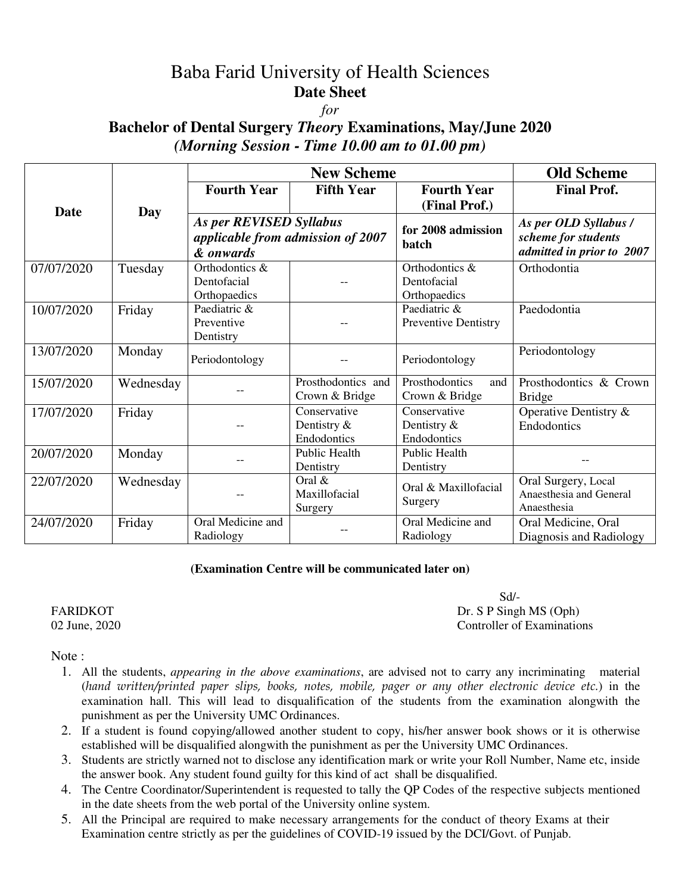# Baba Farid University of Health Sciences

## Date Sheet

*for*

## Bachelor of Dental Surgery *Theory* Examinations, May/June 2020

### *(Morning Session - Time 10.00 am to 01.00 pm)*

| Date | Day | New Scheme | | | Old Scheme |
|---|---|---|---|---|---|
| | | Fourth Year | Fifth Year | Fourth Year (Final Prof.) | Final Prof. |
| | | *As per REVISED Syllabus applicable from admission of 2007 & onwards* | | for 2008 admission batch | *As per OLD Syllabus / scheme for students admitted in prior to 2007* |
| 07/07/2020 | Tuesday | Orthodontics & Dentofacial Orthopaedics | -- | Orthodontics & Dentofacial Orthopaedics | Orthodontia |
| 10/07/2020 | Friday | Paediatric & Preventive Dentistry | -- | Paediatric & Preventive Dentistry | Paedodontia |
| 13/07/2020 | Monday | Periodontology | -- | Periodontology | Periodontology |
| 15/07/2020 | Wednesday | -- | Prosthodontics and Crown & Bridge | Prosthodontics and Crown & Bridge | Prosthodontics & Crown Bridge |
| 17/07/2020 | Friday | -- | Conservative Dentistry & Endodontics | Conservative Dentistry & Endodontics | Operative Dentistry & Endodontics |
| 20/07/2020 | Monday | -- | Public Health Dentistry | Public Health Dentistry | -- |
| 22/07/2020 | Wednesday | -- | Oral & Maxillofacial Surgery | Oral & Maxillofacial Surgery | Oral Surgery, Local Anaesthesia and General Anaesthesia |
| 24/07/2020 | Friday | Oral Medicine and Radiology | -- | Oral Medicine and Radiology | Oral Medicine, Oral Diagnosis and Radiology |

**(Examination Centre will be communicated later on)**

Sd/-

FARIDKOT
02 June, 2020

Dr. S P Singh MS (Oph)
Controller of Examinations

Note :

1. All the students, *appearing in the above examinations*, are advised not to carry any incriminating material (*hand written/printed paper slips, books, notes, mobile, pager or any other electronic device etc.*) in the examination hall. This will lead to disqualification of the students from the examination alongwith the punishment as per the University UMC Ordinances.
2. If a student is found copying/allowed another student to copy, his/her answer book shows or it is otherwise established will be disqualified alongwith the punishment as per the University UMC Ordinances.
3. Students are strictly warned not to disclose any identification mark or write your Roll Number, Name etc, inside the answer book. Any student found guilty for this kind of act shall be disqualified.
4. The Centre Coordinator/Superintendent is requested to tally the QP Codes of the respective subjects mentioned in the date sheets from the web portal of the University online system.
5. All the Principal are required to make necessary arrangements for the conduct of theory Exams at their Examination centre strictly as per the guidelines of COVID-19 issued by the DCI/Govt. of Punjab.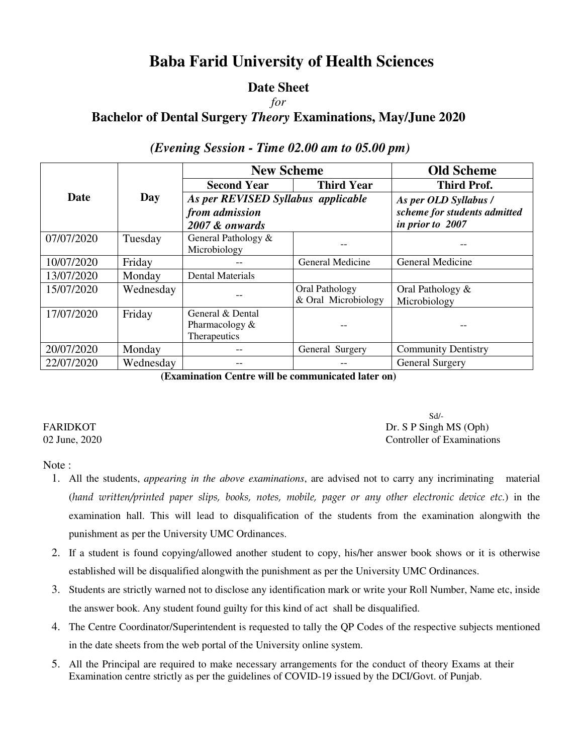# Baba Farid University of Health Sciences

## Date Sheet

*for*

## Bachelor of Dental Surgery *Theory* Examinations, May/June 2020

### *(Evening Session - Time 02.00 am to 05.00 pm)*

| Date | Day | New Scheme | | Old Scheme |
|---|---|---|---|---|
| | | Second Year | Third Year | Third Prof. |
| | | *As per REVISED Syllabus applicable from admission 2007 & onwards* | | *As per OLD Syllabus / scheme for students admitted in prior to 2007* |
| 07/07/2020 | Tuesday | General Pathology & Microbiology | -- | -- |
| 10/07/2020 | Friday | -- | General Medicine | General Medicine |
| 13/07/2020 | Monday | Dental Materials | | |
| 15/07/2020 | Wednesday | -- | Oral Pathology & Oral Microbiology | Oral Pathology & Microbiology |
| 17/07/2020 | Friday | General & Dental Pharmacology & Therapeutics | -- | -- |
| 20/07/2020 | Monday | -- | General Surgery | Community Dentistry |
| 22/07/2020 | Wednesday | -- | -- | General Surgery |

**(Examination Centre will be communicated later on)**

FARIDKOT
02 June, 2020

Sd/-
Dr. S P Singh MS (Oph)
Controller of Examinations

Note :

1. All the students, *appearing in the above examinations*, are advised not to carry any incriminating material (*hand written/printed paper slips, books, notes, mobile, pager or any other electronic device etc.*) in the examination hall. This will lead to disqualification of the students from the examination alongwith the punishment as per the University UMC Ordinances.
2. If a student is found copying/allowed another student to copy, his/her answer book shows or it is otherwise established will be disqualified alongwith the punishment as per the University UMC Ordinances.
3. Students are strictly warned not to disclose any identification mark or write your Roll Number, Name etc, inside the answer book. Any student found guilty for this kind of act shall be disqualified.
4. The Centre Coordinator/Superintendent is requested to tally the QP Codes of the respective subjects mentioned in the date sheets from the web portal of the University online system.
5. All the Principal are required to make necessary arrangements for the conduct of theory Exams at their Examination centre strictly as per the guidelines of COVID-19 issued by the DCI/Govt. of Punjab.